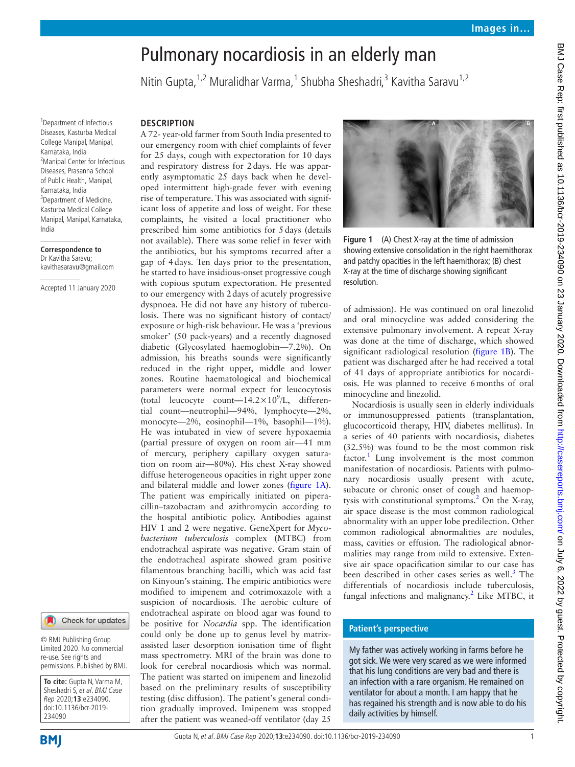# Pulmonary nocardiosis in an elderly man

Nitin Gupta,[1,2] Muralidhar Varma,[1] Shubha Sheshadri,[3] Kavitha Saravu[1,2]

[1]Department of Infectious Diseases, Kasturba Medical College Manipal, Manipal, Karnataka, India
[2]Manipal Center for Infectious Diseases, Prasanna School of Public Health, Manipal, Karnataka, India
[3]Department of Medicine, Kasturba Medical College Manipal, Manipal, Karnataka, India

**Correspondence to**
Dr Kavitha Saravu;
kavithasaravu@gmail.com

Accepted 11 January 2020

© BMJ Publishing Group Limited 2020. No commercial re-use. See rights and permissions. Published by BMJ.

**To cite:** Gupta N, Varma M, Sheshadri S, *et al. BMJ Case Rep* 2020;**13**:e234090. doi:10.1136/bcr-2019-234090

## DESCRIPTION

A 72- year-old farmer from South India presented to our emergency room with chief complaints of fever for 25 days, cough with expectoration for 10 days and respiratory distress for 2 days. He was apparently asymptomatic 25 days back when he developed intermittent high-grade fever with evening rise of temperature. This was associated with significant loss of appetite and loss of weight. For these complaints, he visited a local practitioner who prescribed him some antibiotics for 5 days (details not available). There was some relief in fever with the antibiotics, but his symptoms recurred after a gap of 4 days. Ten days prior to the presentation, he started to have insidious-onset progressive cough with copious sputum expectoration. He presented to our emergency with 2 days of acutely progressive dyspnoea. He did not have any history of tuberculosis. There was no significant history of contact/exposure or high-risk behaviour. He was a 'previous smoker' (50 pack-years) and a recently diagnosed diabetic (Glycosylated haemoglobin—7.2%). On admission, his breaths sounds were significantly reduced in the right upper, middle and lower zones. Routine haematological and biochemical parameters were normal expect for leucocytosis (total leucocyte count—$14.2\times10^9$/L, differential count—neutrophil—94%, lymphocyte—2%, monocyte—2%, eosinophil—1%, basophil—1%). He was intubated in view of severe hypoxaemia (partial pressure of oxygen on room air—41 mm of mercury, periphery capillary oxygen saturation on room air—80%). His chest X-ray showed diffuse heterogeneous opacities in right upper zone and bilateral middle and lower zones (figure 1A). The patient was empirically initiated on piperacillin–tazobactam and azithromycin according to the hospital antibiotic policy. Antibodies against HIV 1 and 2 were negative. GeneXpert for *Mycobacterium tuberculosis* complex (MTBC) from endotracheal aspirate was negative. Gram stain of the endotracheal aspirate showed gram positive filamentous branching bacilli, which was acid fast on Kinyoun's staining. The empiric antibiotics were modified to imipenem and cotrimoxazole with a suspicion of nocardiosis. The aerobic culture of endotracheal aspirate on blood agar was found to be positive for *Nocardia* spp. The identification could only be done up to genus level by matrix-assisted laser desorption ionisation time of flight mass spectrometry. MRI of the brain was done to look for cerebral nocardiosis which was normal. The patient was started on imipenem and linezolid based on the preliminary results of susceptibility testing (disc diffusion). The patient's general condition gradually improved. Imipenem was stopped after the patient was weaned-off ventilator (day 25 of admission). He was continued on oral linezolid and oral minocycline was added considering the extensive pulmonary involvement. A repeat X-ray was done at the time of discharge, which showed significant radiological resolution (figure 1B). The patient was discharged after he had received a total of 41 days of appropriate antibiotics for nocardiosis. He was planned to receive 6 months of oral minocycline and linezolid.

**Figure 1** (A) Chest X-ray at the time of admission showing extensive consolidation in the right haemithorax and patchy opacities in the left haemithorax; (B) chest X-ray at the time of discharge showing significant resolution.

Nocardiosis is usually seen in elderly individuals or immunosuppressed patients (transplantation, glucocorticoid therapy, HIV, diabetes mellitus). In a series of 40 patients with nocardiosis, diabetes (32.5%) was found to be the most common risk factor.[1] Lung involvement is the most common manifestation of nocardiosis. Patients with pulmonary nocardiosis usually present with acute, subacute or chronic onset of cough and haemoptysis with constitutional symptoms.[2] On the X-ray, air space disease is the most common radiological abnormality with an upper lobe predilection. Other common radiological abnormalities are nodules, mass, cavities or effusion. The radiological abnormalities may range from mild to extensive. Extensive air space opacification similar to our case has been described in other cases series as well.[3] The differentials of nocardiosis include tuberculosis, fungal infections and malignancy.[2] Like MTBC, it

### Patient's perspective

My father was actively working in farms before he got sick. We were very scared as we were informed that his lung conditions are very bad and there is an infection with a rare organism. He remained on ventilator for about a month. I am happy that he has regained his strength and is now able to do his daily activities by himself.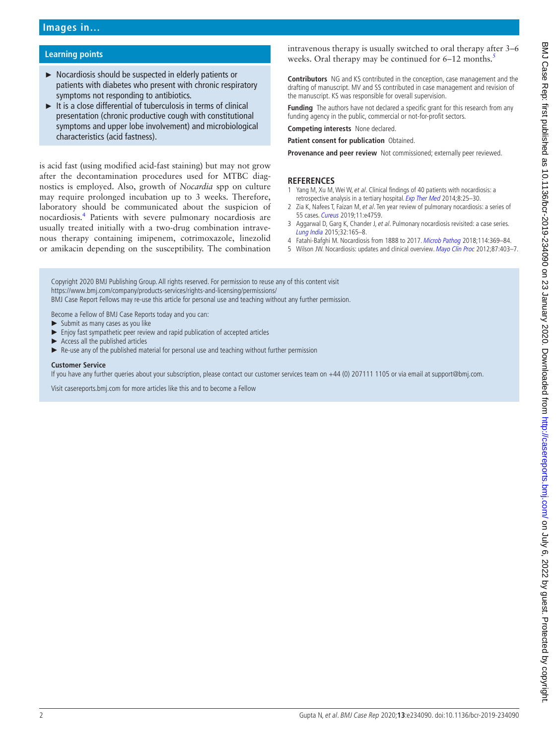## Learning points

- Nocardiosis should be suspected in elderly patients or patients with diabetes who present with chronic respiratory symptoms not responding to antibiotics.
- It is a close differential of tuberculosis in terms of clinical presentation (chronic productive cough with constitutional symptoms and upper lobe involvement) and microbiological characteristics (acid fastness).

is acid fast (using modified acid-fast staining) but may not grow after the decontamination procedures used for MTBC diagnostics is employed. Also, growth of *Nocardia* spp on culture may require prolonged incubation up to 3 weeks. Therefore, laboratory should be communicated about the suspicion of nocardiosis.[4] Patients with severe pulmonary nocardiosis are usually treated initially with a two-drug combination intravenous therapy containing imipenem, cotrimoxazole, linezolid or amikacin depending on the susceptibility. The combination intravenous therapy is usually switched to oral therapy after 3–6 weeks. Oral therapy may be continued for 6–12 months.[5]

**Contributors** NG and KS contributed in the conception, case management and the drafting of manuscript. MV and SS contributed in case management and revision of the manuscript. KS was responsible for overall supervision.

**Funding** The authors have not declared a specific grant for this research from any funding agency in the public, commercial or not-for-profit sectors.

**Competing interests** None declared.

**Patient consent for publication** Obtained.

**Provenance and peer review** Not commissioned; externally peer reviewed.

## REFERENCES

1. Yang M, Xu M, Wei W, *et al*. Clinical findings of 40 patients with nocardiosis: a retrospective analysis in a tertiary hospital. *Exp Ther Med* 2014;8:25–30.
2. Zia K, Nafees T, Faizan M, *et al*. Ten year review of pulmonary nocardiosis: a series of 55 cases. *Cureus* 2019;11:e4759.
3. Aggarwal D, Garg K, Chander J, *et al*. Pulmonary nocardiosis revisited: a case series. *Lung India* 2015;32:165–8.
4. Fatahi-Bafghi M. Nocardiosis from 1888 to 2017. *Microb Pathog* 2018;114:369–84.
5. Wilson JW. Nocardiosis: updates and clinical overview. *Mayo Clin Proc* 2012;87:403–7.

Copyright 2020 BMJ Publishing Group. All rights reserved. For permission to reuse any of this content visit
https://www.bmj.com/company/products-services/rights-and-licensing/permissions/
BMJ Case Report Fellows may re-use this article for personal use and teaching without any further permission.

Become a Fellow of BMJ Case Reports today and you can:

- Submit as many cases as you like
- Enjoy fast sympathetic peer review and rapid publication of accepted articles
- Access all the published articles
- Re-use any of the published material for personal use and teaching without further permission

**Customer Service**

If you have any further queries about your subscription, please contact our customer services team on +44 (0) 207111 1105 or via email at support@bmj.com.

Visit casereports.bmj.com for more articles like this and to become a Fellow